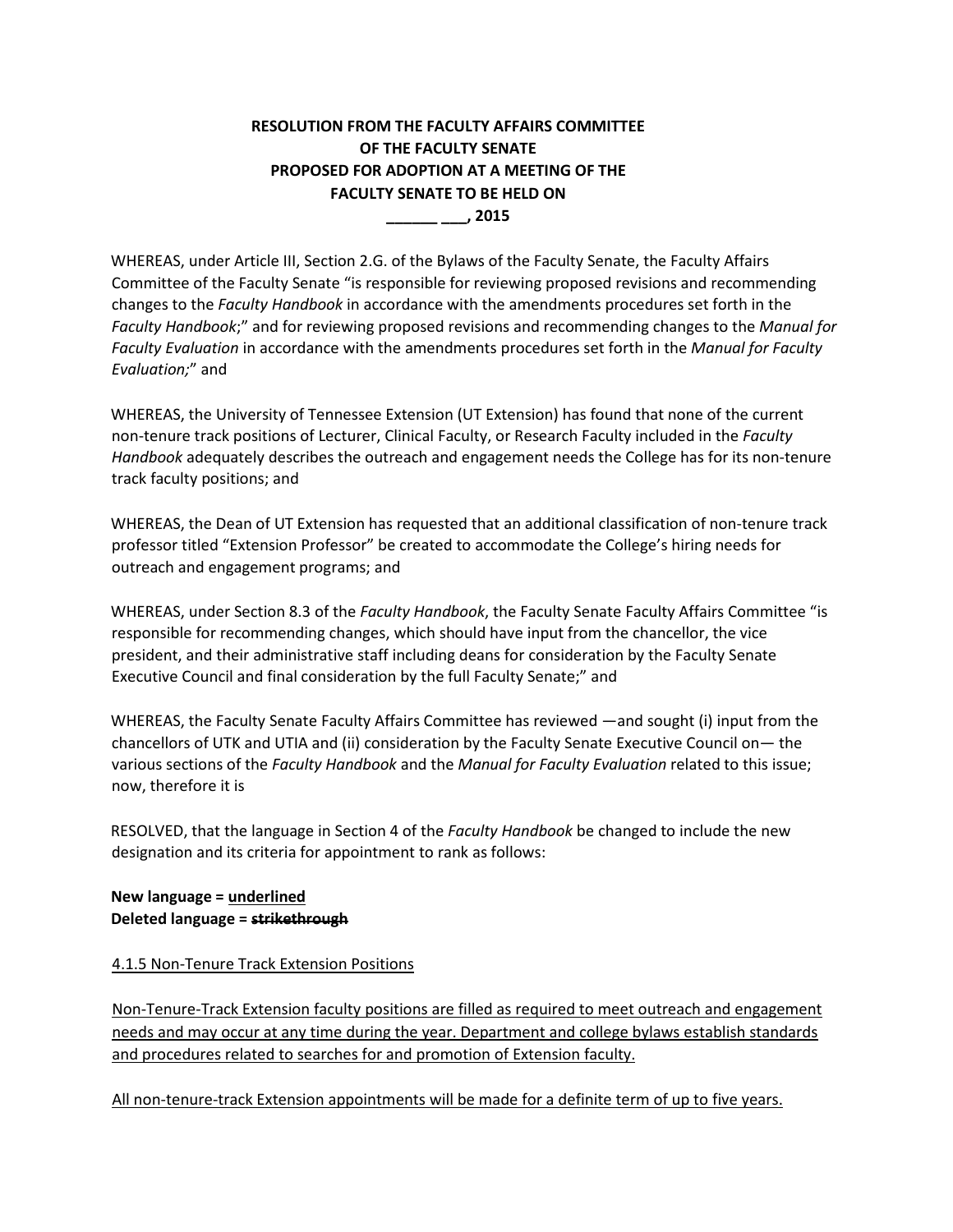**RESOLUTION FROM THE FACULTY AFFAIRS COMMITTEE OF THE FACULTY SENATE PROPOSED FOR ADOPTION AT A MEETING OF THE FACULTY SENATE TO BE HELD ON ______ ___, 2015**

WHEREAS, under Article III, Section 2.G. of the Bylaws of the Faculty Senate, the Faculty Affairs Committee of the Faculty Senate "is responsible for reviewing proposed revisions and recommending changes to the *Faculty Handbook* in accordance with the amendments procedures set forth in the *Faculty Handbook*;" and for reviewing proposed revisions and recommending changes to the *Manual for Faculty Evaluation* in accordance with the amendments procedures set forth in the *Manual for Faculty Evaluation;*" and

WHEREAS, the University of Tennessee Extension (UT Extension) has found that none of the current non-tenure track positions of Lecturer, Clinical Faculty, or Research Faculty included in the *Faculty Handbook* adequately describes the outreach and engagement needs the College has for its non-tenure track faculty positions; and

WHEREAS, the Dean of UT Extension has requested that an additional classification of non-tenure track professor titled "Extension Professor" be created to accommodate the College's hiring needs for outreach and engagement programs; and

WHEREAS, under Section 8.3 of the *Faculty Handbook*, the Faculty Senate Faculty Affairs Committee "is responsible for recommending changes, which should have input from the chancellor, the vice president, and their administrative staff including deans for consideration by the Faculty Senate Executive Council and final consideration by the full Faculty Senate;" and

WHEREAS, the Faculty Senate Faculty Affairs Committee has reviewed —and sought (i) input from the chancellors of UTK and UTIA and (ii) consideration by the Faculty Senate Executive Council on— the various sections of the *Faculty Handbook* and the *Manual for Faculty Evaluation* related to this issue; now, therefore it is

RESOLVED, that the language in Section 4 of the *Faculty Handbook* be changed to include the new designation and its criteria for appointment to rank as follows:

**New language = <u>underlined</u>**
**Deleted language = ~~strikethrough~~**

<u>4.1.5 Non-Tenure Track Extension Positions</u>

<u>Non-Tenure-Track Extension faculty positions are filled as required to meet outreach and engagement needs and may occur at any time during the year. Department and college bylaws establish standards and procedures related to searches for and promotion of Extension faculty.</u>

<u>All non-tenure-track Extension appointments will be made for a definite term of up to five years.</u>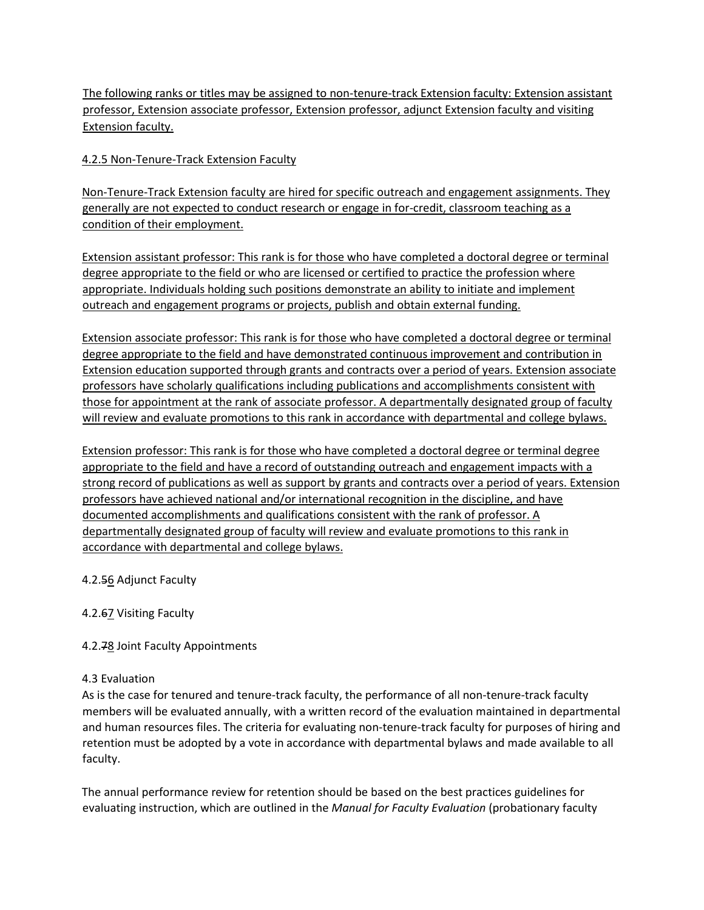The following ranks or titles may be assigned to non-tenure-track Extension faculty: Extension assistant professor, Extension associate professor, Extension professor, adjunct Extension faculty and visiting Extension faculty.

4.2.5 Non-Tenure-Track Extension Faculty

Non-Tenure-Track Extension faculty are hired for specific outreach and engagement assignments. They generally are not expected to conduct research or engage in for-credit, classroom teaching as a condition of their employment.

Extension assistant professor: This rank is for those who have completed a doctoral degree or terminal degree appropriate to the field or who are licensed or certified to practice the profession where appropriate. Individuals holding such positions demonstrate an ability to initiate and implement outreach and engagement programs or projects, publish and obtain external funding.

Extension associate professor: This rank is for those who have completed a doctoral degree or terminal degree appropriate to the field and have demonstrated continuous improvement and contribution in Extension education supported through grants and contracts over a period of years. Extension associate professors have scholarly qualifications including publications and accomplishments consistent with those for appointment at the rank of associate professor. A departmentally designated group of faculty will review and evaluate promotions to this rank in accordance with departmental and college bylaws.

Extension professor: This rank is for those who have completed a doctoral degree or terminal degree appropriate to the field and have a record of outstanding outreach and engagement impacts with a strong record of publications as well as support by grants and contracts over a period of years. Extension professors have achieved national and/or international recognition in the discipline, and have documented accomplishments and qualifications consistent with the rank of professor. A departmentally designated group of faculty will review and evaluate promotions to this rank in accordance with departmental and college bylaws.

4.2.~~5~~6 Adjunct Faculty

4.2.~~6~~7 Visiting Faculty

4.2.~~7~~8 Joint Faculty Appointments

4.3 Evaluation

As is the case for tenured and tenure-track faculty, the performance of all non-tenure-track faculty members will be evaluated annually, with a written record of the evaluation maintained in departmental and human resources files. The criteria for evaluating non-tenure-track faculty for purposes of hiring and retention must be adopted by a vote in accordance with departmental bylaws and made available to all faculty.

The annual performance review for retention should be based on the best practices guidelines for evaluating instruction, which are outlined in the *Manual for Faculty Evaluation* (probationary faculty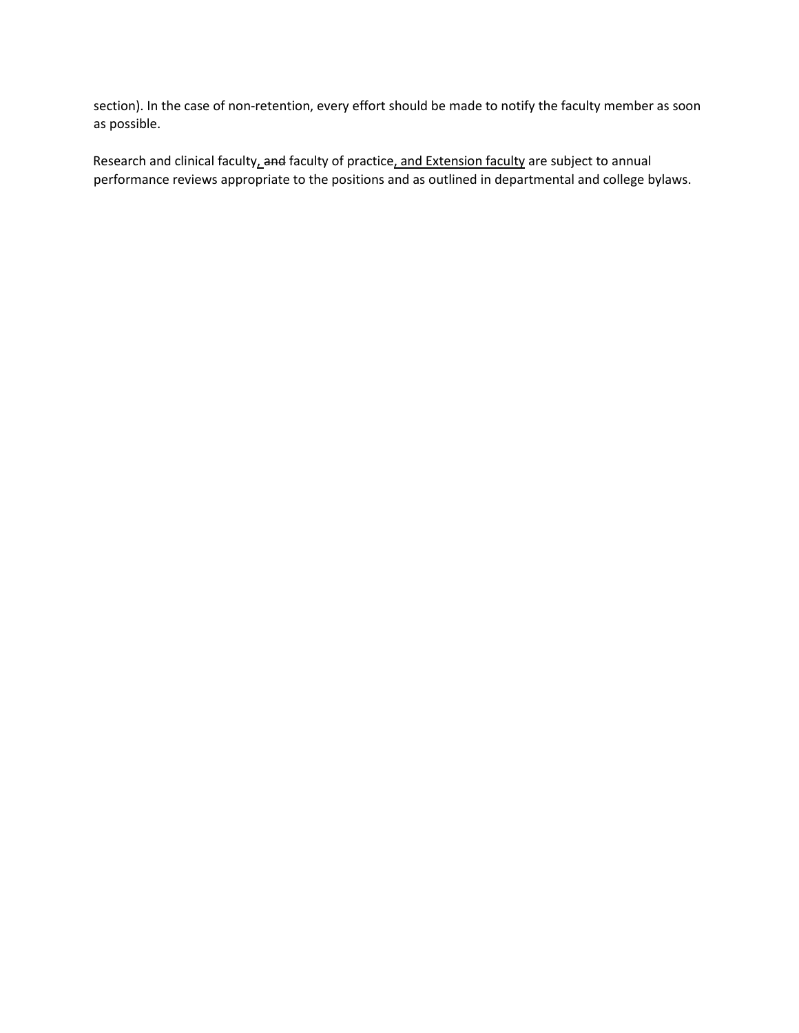section). In the case of non-retention, every effort should be made to notify the faculty member as soon as possible.

Research and clinical faculty<u>,</u> ~~and~~ faculty of practice<u>, and Extension faculty</u> are subject to annual performance reviews appropriate to the positions and as outlined in departmental and college bylaws.